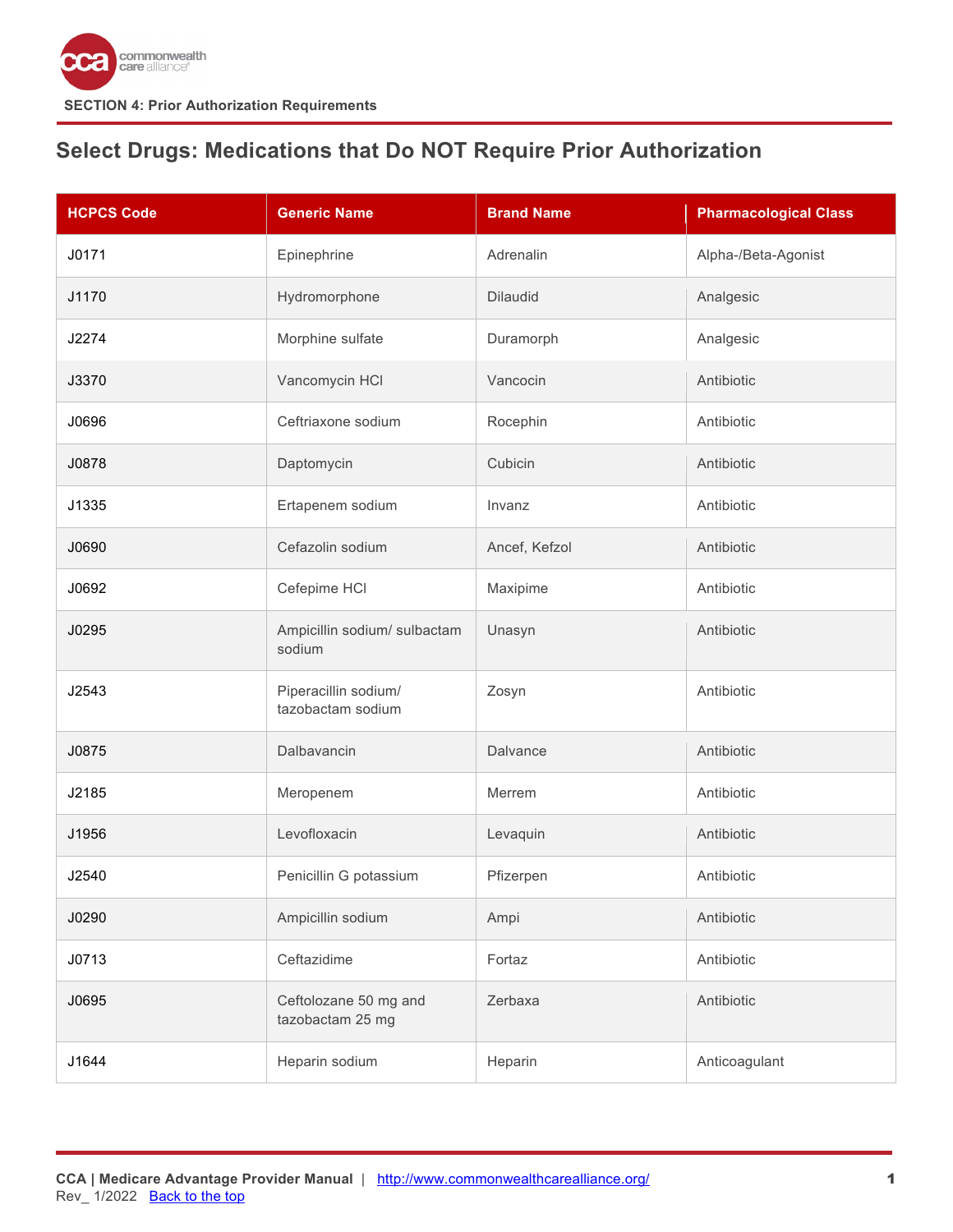SECTION 4: Prior Authorization Requirements

## Select Drugs: Medications that Do NOT Require Prior Authorization

| HCPCS Code | Generic Name | Brand Name | Pharmacological Class |
|---|---|---|---|
| J0171 | Epinephrine | Adrenalin | Alpha-/Beta-Agonist |
| J1170 | Hydromorphone | Dilaudid | Analgesic |
| J2274 | Morphine sulfate | Duramorph | Analgesic |
| J3370 | Vancomycin HCl | Vancocin | Antibiotic |
| J0696 | Ceftriaxone sodium | Rocephin | Antibiotic |
| J0878 | Daptomycin | Cubicin | Antibiotic |
| J1335 | Ertapenem sodium | Invanz | Antibiotic |
| J0690 | Cefazolin sodium | Ancef, Kefzol | Antibiotic |
| J0692 | Cefepime HCl | Maxipime | Antibiotic |
| J0295 | Ampicillin sodium/ sulbactam sodium | Unasyn | Antibiotic |
| J2543 | Piperacillin sodium/ tazobactam sodium | Zosyn | Antibiotic |
| J0875 | Dalbavancin | Dalvance | Antibiotic |
| J2185 | Meropenem | Merrem | Antibiotic |
| J1956 | Levofloxacin | Levaquin | Antibiotic |
| J2540 | Penicillin G potassium | Pfizerpen | Antibiotic |
| J0290 | Ampicillin sodium | Ampi | Antibiotic |
| J0713 | Ceftazidime | Fortaz | Antibiotic |
| J0695 | Ceftolozane 50 mg and tazobactam 25 mg | Zerbaxa | Antibiotic |
| J1644 | Heparin sodium | Heparin | Anticoagulant |

CCA | Medicare Advantage Provider Manual | http://www.commonwealthcarealliance.org/
Rev_ 1/2022 Back to the top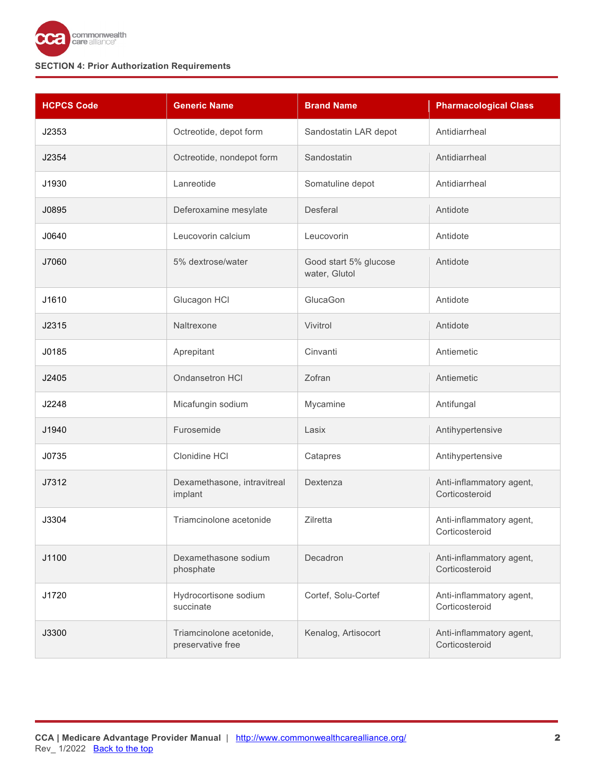| HCPCS Code | Generic Name | Brand Name | Pharmacological Class |
|---|---|---|---|
| J2353 | Octreotide, depot form | Sandostatin LAR depot | Antidiarrheal |
| J2354 | Octreotide, nondepot form | Sandostatin | Antidiarrheal |
| J1930 | Lanreotide | Somatuline depot | Antidiarrheal |
| J0895 | Deferoxamine mesylate | Desferal | Antidote |
| J0640 | Leucovorin calcium | Leucovorin | Antidote |
| J7060 | 5% dextrose/water | Good start 5% glucose water, Glutol | Antidote |
| J1610 | Glucagon HCl | GlucaGon | Antidote |
| J2315 | Naltrexone | Vivitrol | Antidote |
| J0185 | Aprepitant | Cinvanti | Antiemetic |
| J2405 | Ondansetron HCl | Zofran | Antiemetic |
| J2248 | Micafungin sodium | Mycamine | Antifungal |
| J1940 | Furosemide | Lasix | Antihypertensive |
| J0735 | Clonidine HCl | Catapres | Antihypertensive |
| J7312 | Dexamethasone, intravitreal implant | Dextenza | Anti-inflammatory agent, Corticosteroid |
| J3304 | Triamcinolone acetonide | Zilretta | Anti-inflammatory agent, Corticosteroid |
| J1100 | Dexamethasone sodium phosphate | Decadron | Anti-inflammatory agent, Corticosteroid |
| J1720 | Hydrocortisone sodium succinate | Cortef, Solu-Cortef | Anti-inflammatory agent, Corticosteroid |
| J3300 | Triamcinolone acetonide, preservative free | Kenalog, Artisocort | Anti-inflammatory agent, Corticosteroid |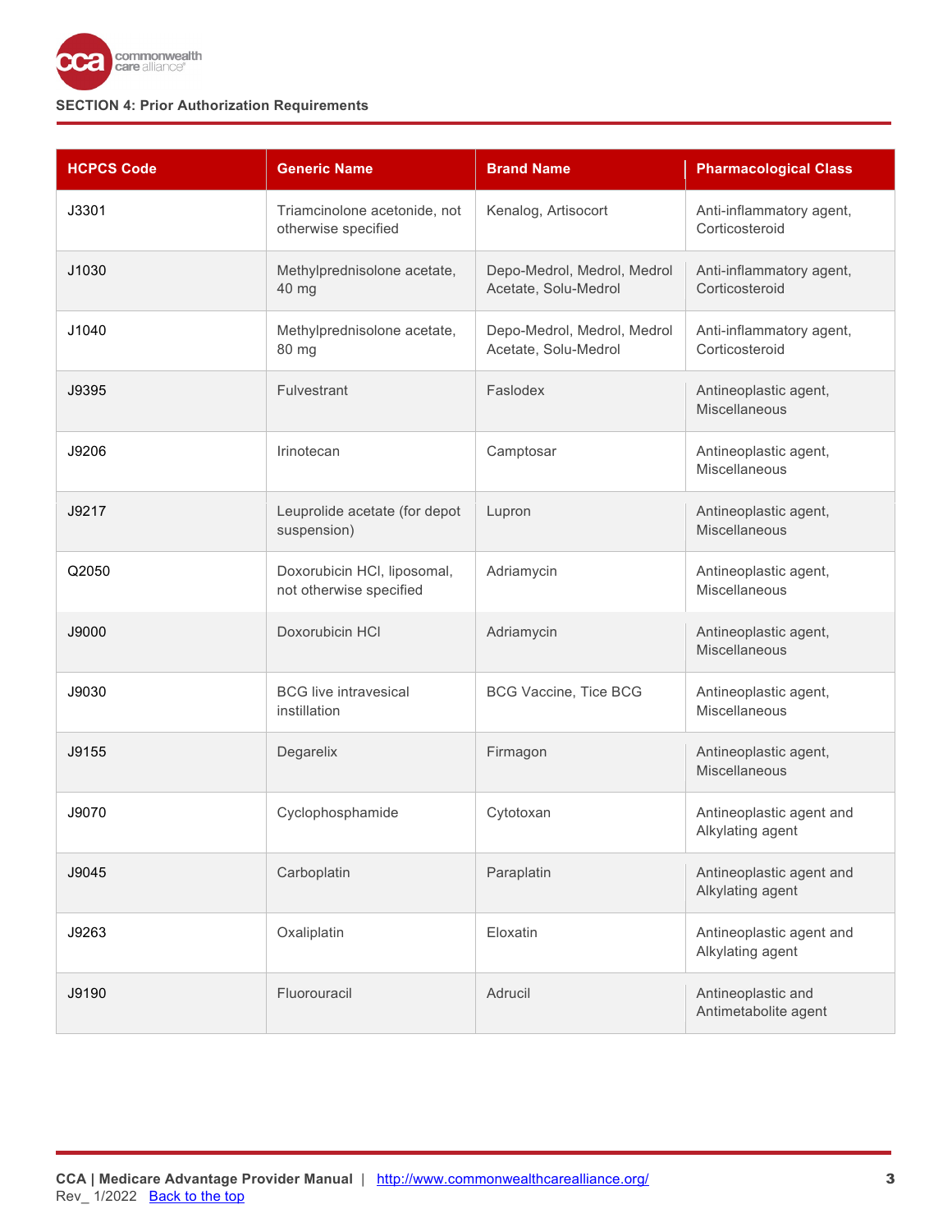| HCPCS Code | Generic Name | Brand Name | Pharmacological Class |
|---|---|---|---|
| J3301 | Triamcinolone acetonide, not otherwise specified | Kenalog, Artisocort | Anti-inflammatory agent, Corticosteroid |
| J1030 | Methylprednisolone acetate, 40 mg | Depo-Medrol, Medrol, Medrol Acetate, Solu-Medrol | Anti-inflammatory agent, Corticosteroid |
| J1040 | Methylprednisolone acetate, 80 mg | Depo-Medrol, Medrol, Medrol Acetate, Solu-Medrol | Anti-inflammatory agent, Corticosteroid |
| J9395 | Fulvestrant | Faslodex | Antineoplastic agent, Miscellaneous |
| J9206 | Irinotecan | Camptosar | Antineoplastic agent, Miscellaneous |
| J9217 | Leuprolide acetate (for depot suspension) | Lupron | Antineoplastic agent, Miscellaneous |
| Q2050 | Doxorubicin HCl, liposomal, not otherwise specified | Adriamycin | Antineoplastic agent, Miscellaneous |
| J9000 | Doxorubicin HCl | Adriamycin | Antineoplastic agent, Miscellaneous |
| J9030 | BCG live intravesical instillation | BCG Vaccine, Tice BCG | Antineoplastic agent, Miscellaneous |
| J9155 | Degarelix | Firmagon | Antineoplastic agent, Miscellaneous |
| J9070 | Cyclophosphamide | Cytotoxan | Antineoplastic agent and Alkylating agent |
| J9045 | Carboplatin | Paraplatin | Antineoplastic agent and Alkylating agent |
| J9263 | Oxaliplatin | Eloxatin | Antineoplastic agent and Alkylating agent |
| J9190 | Fluorouracil | Adrucil | Antineoplastic and Antimetabolite agent |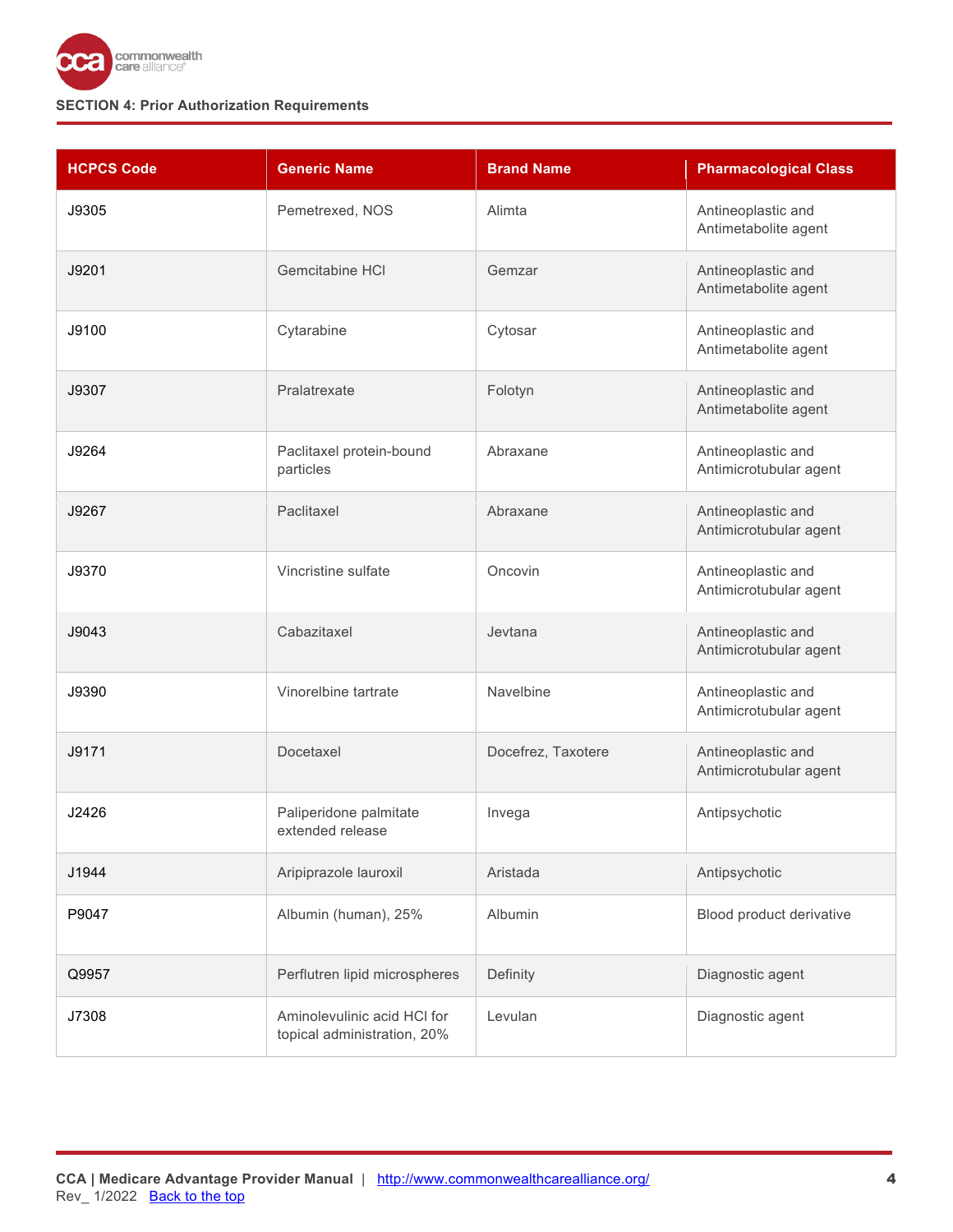| HCPCS Code | Generic Name | Brand Name | Pharmacological Class |
|---|---|---|---|
| J9305 | Pemetrexed, NOS | Alimta | Antineoplastic and Antimetabolite agent |
| J9201 | Gemcitabine HCl | Gemzar | Antineoplastic and Antimetabolite agent |
| J9100 | Cytarabine | Cytosar | Antineoplastic and Antimetabolite agent |
| J9307 | Pralatrexate | Folotyn | Antineoplastic and Antimetabolite agent |
| J9264 | Paclitaxel protein-bound particles | Abraxane | Antineoplastic and Antimicrotubular agent |
| J9267 | Paclitaxel | Abraxane | Antineoplastic and Antimicrotubular agent |
| J9370 | Vincristine sulfate | Oncovin | Antineoplastic and Antimicrotubular agent |
| J9043 | Cabazitaxel | Jevtana | Antineoplastic and Antimicrotubular agent |
| J9390 | Vinorelbine tartrate | Navelbine | Antineoplastic and Antimicrotubular agent |
| J9171 | Docetaxel | Docefrez, Taxotere | Antineoplastic and Antimicrotubular agent |
| J2426 | Paliperidone palmitate extended release | Invega | Antipsychotic |
| J1944 | Aripiprazole lauroxil | Aristada | Antipsychotic |
| P9047 | Albumin (human), 25% | Albumin | Blood product derivative |
| Q9957 | Perflutren lipid microspheres | Definity | Diagnostic agent |
| J7308 | Aminolevulinic acid HCl for topical administration, 20% | Levulan | Diagnostic agent |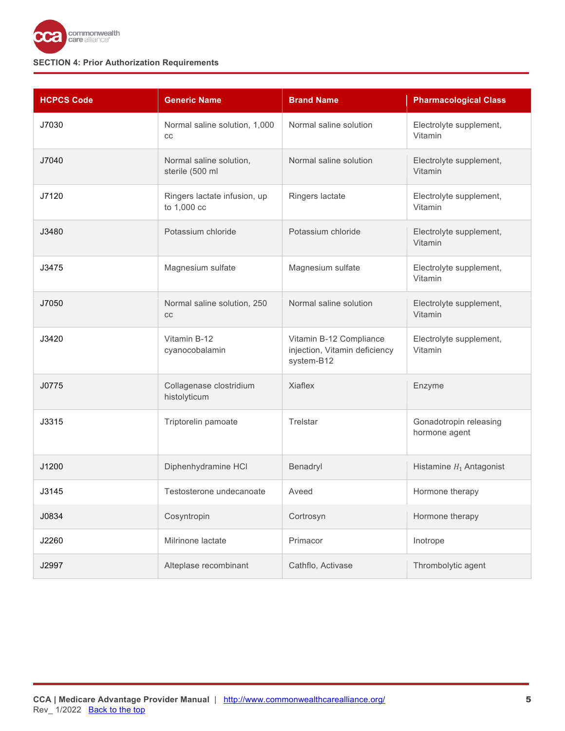SECTION 4: Prior Authorization Requirements

| HCPCS Code | Generic Name | Brand Name | Pharmacological Class |
|---|---|---|---|
| J7030 | Normal saline solution, 1,000 cc | Normal saline solution | Electrolyte supplement, Vitamin |
| J7040 | Normal saline solution, sterile (500 ml | Normal saline solution | Electrolyte supplement, Vitamin |
| J7120 | Ringers lactate infusion, up to 1,000 cc | Ringers lactate | Electrolyte supplement, Vitamin |
| J3480 | Potassium chloride | Potassium chloride | Electrolyte supplement, Vitamin |
| J3475 | Magnesium sulfate | Magnesium sulfate | Electrolyte supplement, Vitamin |
| J7050 | Normal saline solution, 250 cc | Normal saline solution | Electrolyte supplement, Vitamin |
| J3420 | Vitamin B-12 cyanocobalamin | Vitamin B-12 Compliance injection, Vitamin deficiency system-B12 | Electrolyte supplement, Vitamin |
| J0775 | Collagenase clostridium histolyticum | Xiaflex | Enzyme |
| J3315 | Triptorelin pamoate | Trelstar | Gonadotropin releasing hormone agent |
| J1200 | Diphenhydramine HCl | Benadryl | Histamine $H_1$ Antagonist |
| J3145 | Testosterone undecanoate | Aveed | Hormone therapy |
| J0834 | Cosyntropin | Cortrosyn | Hormone therapy |
| J2260 | Milrinone lactate | Primacor | Inotrope |
| J2997 | Alteplase recombinant | Cathflo, Activase | Thrombolytic agent |